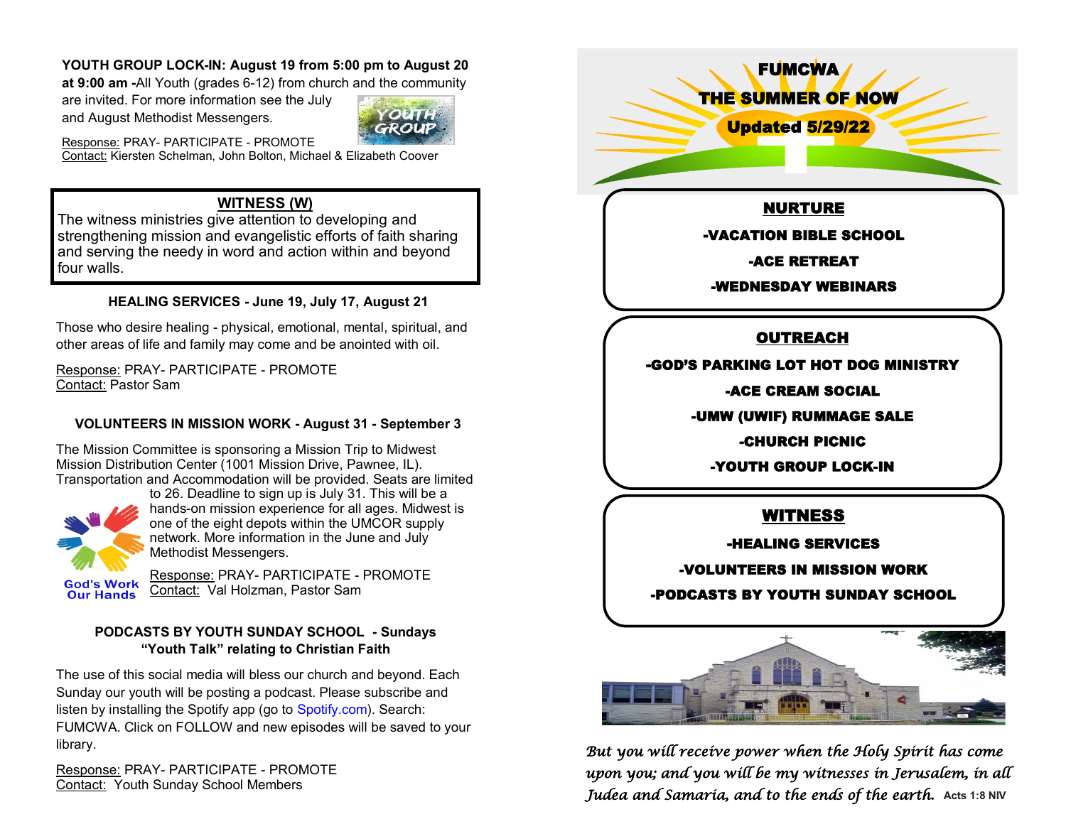**YOUTH GROUP LOCK-IN: August 19 from 5:00 pm to August 20 at 9:00 am -**All Youth (grades 6-12) from church and the community are invited. For more information see the July and August Methodist Messengers.

Response: PRAY- PARTICIPATE - PROMOTE
Contact: Kiersten Schelman, John Bolton, Michael & Elizabeth Coover

## WITNESS (W)

The witness ministries give attention to developing and strengthening mission and evangelistic efforts of faith sharing and serving the needy in word and action within and beyond four walls.

### HEALING SERVICES - June 19, July 17, August 21

Those who desire healing - physical, emotional, mental, spiritual, and other areas of life and family may come and be anointed with oil.

Response: PRAY- PARTICIPATE - PROMOTE
Contact: Pastor Sam

### VOLUNTEERS IN MISSION WORK - August 31 - September 3

The Mission Committee is sponsoring a Mission Trip to Midwest Mission Distribution Center (1001 Mission Drive, Pawnee, IL). Transportation and Accommodation will be provided. Seats are limited to 26. Deadline to sign up is July 31. This will be a hands-on mission experience for all ages. Midwest is one of the eight depots within the UMCOR supply network. More information in the June and July Methodist Messengers.

God's Work Our Hands

Response: PRAY- PARTICIPATE - PROMOTE
Contact: Val Holzman, Pastor Sam

### PODCASTS BY YOUTH SUNDAY SCHOOL - Sundays "Youth Talk" relating to Christian Faith

The use of this social media will bless our church and beyond. Each Sunday our youth will be posting a podcast. Please subscribe and listen by installing the Spotify app (go to Spotify.com). Search: FUMCWA. Click on FOLLOW and new episodes will be saved to your library.

Response: PRAY- PARTICIPATE - PROMOTE
Contact: Youth Sunday School Members

# FUMCWA
# THE SUMMER OF NOW
**Updated 5/29/22**

## NURTURE
- VACATION BIBLE SCHOOL
- ACE RETREAT
- WEDNESDAY WEBINARS

## OUTREACH
- GOD'S PARKING LOT HOT DOG MINISTRY
- ACE CREAM SOCIAL
- UMW (UWIF) RUMMAGE SALE
- CHURCH PICNIC
- YOUTH GROUP LOCK-IN

## WITNESS
- HEALING SERVICES
- VOLUNTEERS IN MISSION WORK
- PODCASTS BY YOUTH SUNDAY SCHOOL

*But you will receive power when the Holy Spirit has come upon you; and you will be my witnesses in Jerusalem, in all Judea and Samaria, and to the ends of the earth.* **Acts 1:8 NIV**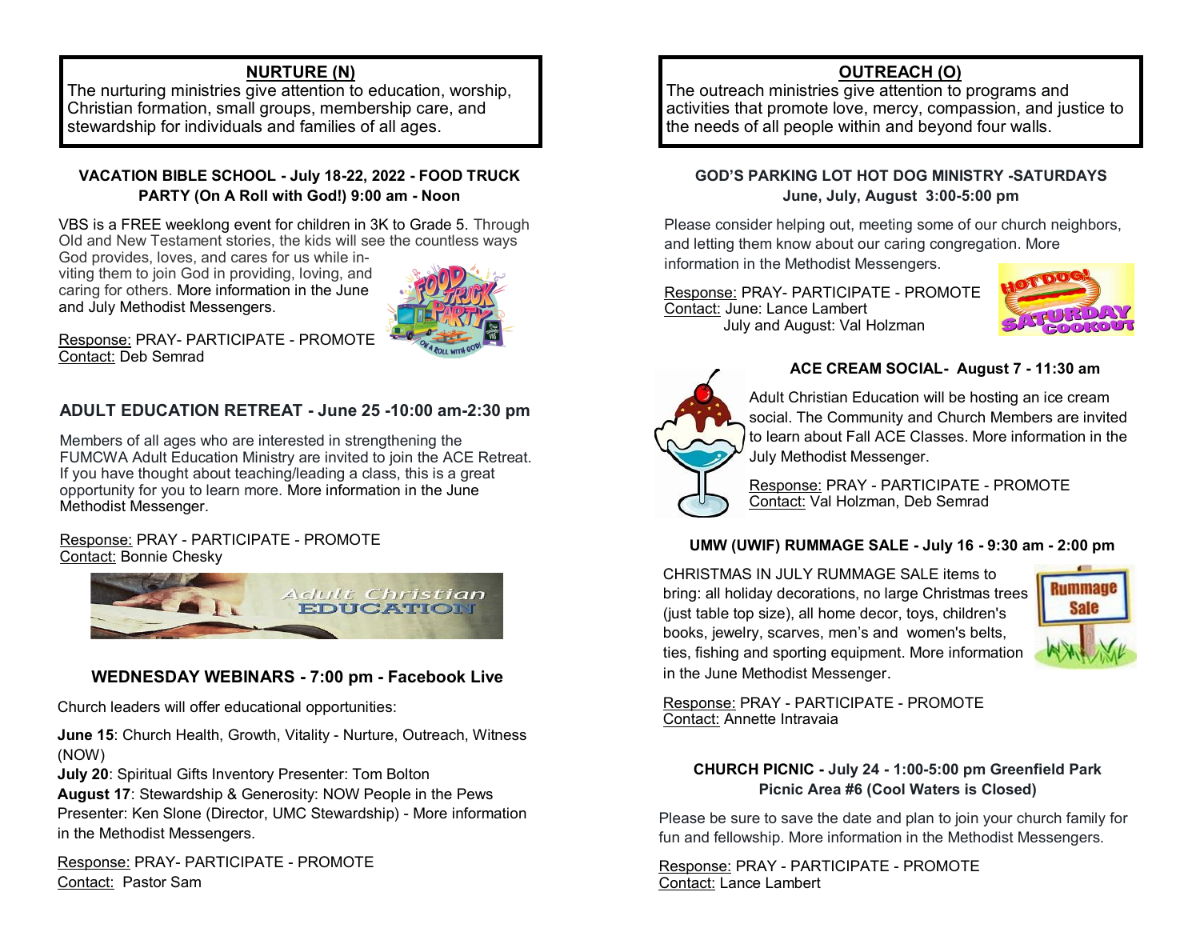## NURTURE (N)

The nurturing ministries give attention to education, worship, Christian formation, small groups, membership care, and stewardship for individuals and families of all ages.

### VACATION BIBLE SCHOOL - July 18-22, 2022 - FOOD TRUCK PARTY (On A Roll with God!) 9:00 am - Noon

VBS is a FREE weeklong event for children in 3K to Grade 5. Through Old and New Testament stories, the kids will see the countless ways God provides, loves, and cares for us while inviting them to join God in providing, loving, and caring for others. More information in the June and July Methodist Messengers.

Response: PRAY- PARTICIPATE - PROMOTE
Contact: Deb Semrad

### ADULT EDUCATION RETREAT - June 25 -10:00 am-2:30 pm

Members of all ages who are interested in strengthening the FUMCWA Adult Education Ministry are invited to join the ACE Retreat. If you have thought about teaching/leading a class, this is a great opportunity for you to learn more. More information in the June Methodist Messenger.

Response: PRAY - PARTICIPATE - PROMOTE
Contact: Bonnie Chesky

### WEDNESDAY WEBINARS - 7:00 pm - Facebook Live

Church leaders will offer educational opportunities:

**June 15**: Church Health, Growth, Vitality - Nurture, Outreach, Witness (NOW)
**July 20**: Spiritual Gifts Inventory Presenter: Tom Bolton
**August 17**: Stewardship & Generosity: NOW People in the Pews Presenter: Ken Slone (Director, UMC Stewardship) - More information in the Methodist Messengers.

Response: PRAY- PARTICIPATE - PROMOTE
Contact: Pastor Sam

## OUTREACH (O)

The outreach ministries give attention to programs and activities that promote love, mercy, compassion, and justice to the needs of all people within and beyond four walls.

### GOD'S PARKING LOT HOT DOG MINISTRY -SATURDAYS June, July, August 3:00-5:00 pm

Please consider helping out, meeting some of our church neighbors, and letting them know about our caring congregation. More information in the Methodist Messengers.

Response: PRAY- PARTICIPATE - PROMOTE
Contact: June: Lance Lambert
July and August: Val Holzman

### ACE CREAM SOCIAL- August 7 - 11:30 am

Adult Christian Education will be hosting an ice cream social. The Community and Church Members are invited to learn about Fall ACE Classes. More information in the July Methodist Messenger.

Response: PRAY - PARTICIPATE - PROMOTE
Contact: Val Holzman, Deb Semrad

### UMW (UWIF) RUMMAGE SALE - July 16 - 9:30 am - 2:00 pm

CHRISTMAS IN JULY RUMMAGE SALE items to bring: all holiday decorations, no large Christmas trees (just table top size), all home decor, toys, children's books, jewelry, scarves, men's and women's belts, ties, fishing and sporting equipment. More information in the June Methodist Messenger.

Response: PRAY - PARTICIPATE - PROMOTE
Contact: Annette Intravaia

### CHURCH PICNIC - July 24 - 1:00-5:00 pm Greenfield Park Picnic Area #6 (Cool Waters is Closed)

Please be sure to save the date and plan to join your church family for fun and fellowship. More information in the Methodist Messengers.

Response: PRAY - PARTICIPATE - PROMOTE
Contact: Lance Lambert